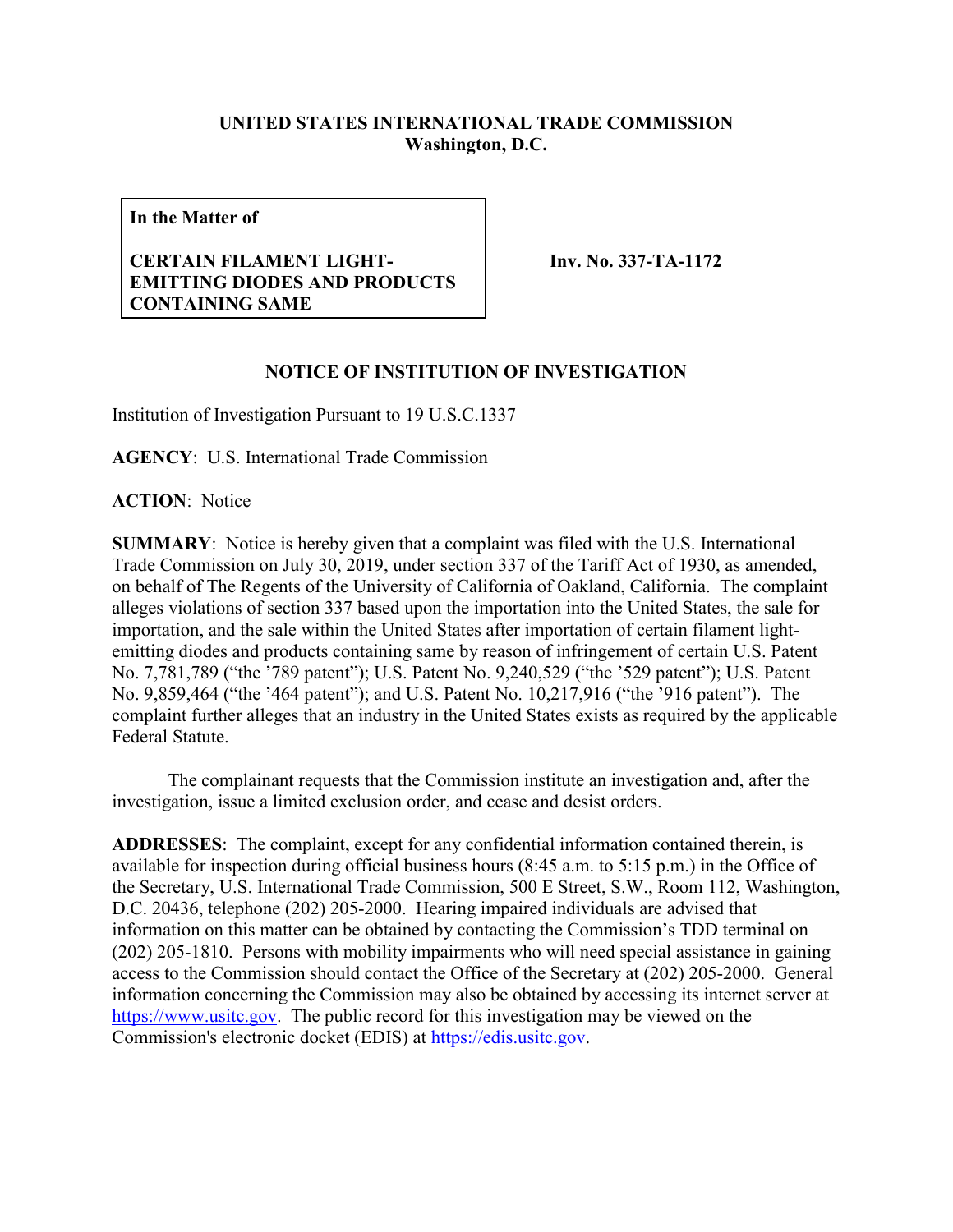**UNITED STATES INTERNATIONAL TRADE COMMISSION**
**Washington, D.C.**

| **In the Matter of**<br><br>**CERTAIN FILAMENT LIGHT-EMITTING DIODES AND PRODUCTS CONTAINING SAME** | **Inv. No. 337-TA-1172** |
|---|---|

## NOTICE OF INSTITUTION OF INVESTIGATION

Institution of Investigation Pursuant to 19 U.S.C.1337

**AGENCY**: U.S. International Trade Commission

**ACTION**: Notice

**SUMMARY**: Notice is hereby given that a complaint was filed with the U.S. International Trade Commission on July 30, 2019, under section 337 of the Tariff Act of 1930, as amended, on behalf of The Regents of the University of California of Oakland, California. The complaint alleges violations of section 337 based upon the importation into the United States, the sale for importation, and the sale within the United States after importation of certain filament light-emitting diodes and products containing same by reason of infringement of certain U.S. Patent No. 7,781,789 ("the '789 patent"); U.S. Patent No. 9,240,529 ("the '529 patent"); U.S. Patent No. 9,859,464 ("the '464 patent"); and U.S. Patent No. 10,217,916 ("the '916 patent"). The complaint further alleges that an industry in the United States exists as required by the applicable Federal Statute.

The complainant requests that the Commission institute an investigation and, after the investigation, issue a limited exclusion order, and cease and desist orders.

**ADDRESSES**: The complaint, except for any confidential information contained therein, is available for inspection during official business hours (8:45 a.m. to 5:15 p.m.) in the Office of the Secretary, U.S. International Trade Commission, 500 E Street, S.W., Room 112, Washington, D.C. 20436, telephone (202) 205-2000. Hearing impaired individuals are advised that information on this matter can be obtained by contacting the Commission's TDD terminal on (202) 205-1810. Persons with mobility impairments who will need special assistance in gaining access to the Commission should contact the Office of the Secretary at (202) 205-2000. General information concerning the Commission may also be obtained by accessing its internet server at https://www.usitc.gov. The public record for this investigation may be viewed on the Commission's electronic docket (EDIS) at https://edis.usitc.gov.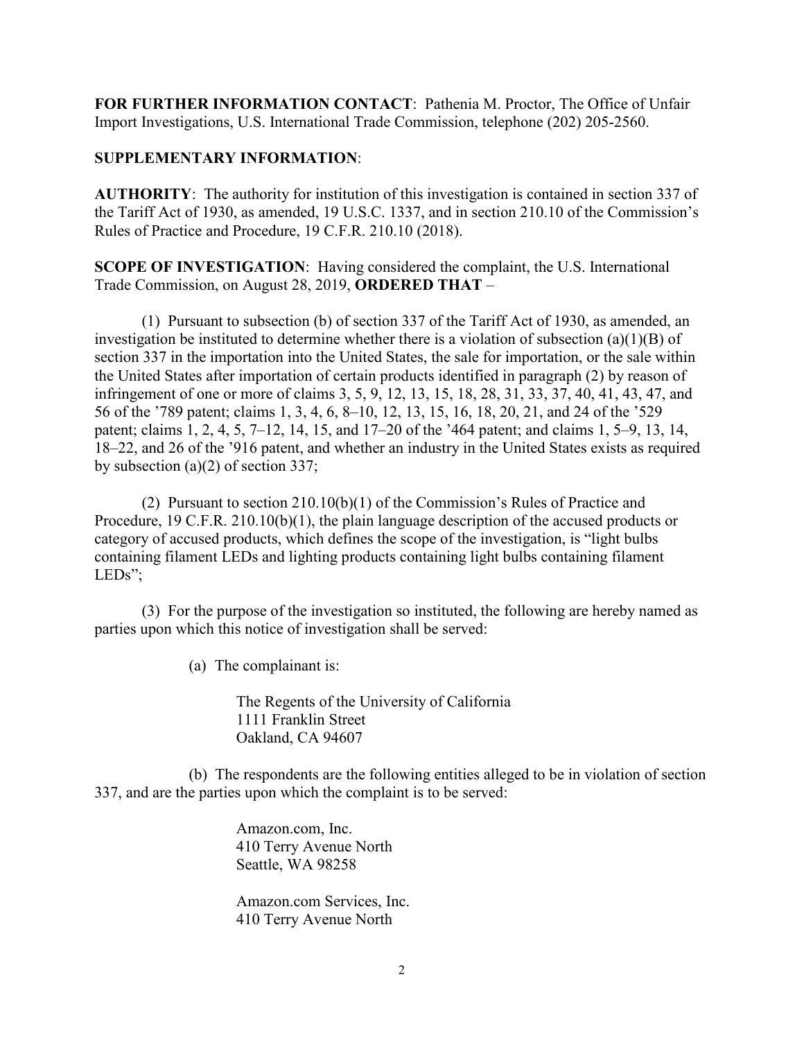**FOR FURTHER INFORMATION CONTACT**: Pathenia M. Proctor, The Office of Unfair Import Investigations, U.S. International Trade Commission, telephone (202) 205-2560.

**SUPPLEMENTARY INFORMATION**:

**AUTHORITY**: The authority for institution of this investigation is contained in section 337 of the Tariff Act of 1930, as amended, 19 U.S.C. 1337, and in section 210.10 of the Commission's Rules of Practice and Procedure, 19 C.F.R. 210.10 (2018).

**SCOPE OF INVESTIGATION**: Having considered the complaint, the U.S. International Trade Commission, on August 28, 2019, **ORDERED THAT** –

(1) Pursuant to subsection (b) of section 337 of the Tariff Act of 1930, as amended, an investigation be instituted to determine whether there is a violation of subsection (a)(1)(B) of section 337 in the importation into the United States, the sale for importation, or the sale within the United States after importation of certain products identified in paragraph (2) by reason of infringement of one or more of claims 3, 5, 9, 12, 13, 15, 18, 28, 31, 33, 37, 40, 41, 43, 47, and 56 of the '789 patent; claims 1, 3, 4, 6, 8–10, 12, 13, 15, 16, 18, 20, 21, and 24 of the '529 patent; claims 1, 2, 4, 5, 7–12, 14, 15, and 17–20 of the '464 patent; and claims 1, 5–9, 13, 14, 18–22, and 26 of the '916 patent, and whether an industry in the United States exists as required by subsection (a)(2) of section 337;

(2) Pursuant to section 210.10(b)(1) of the Commission's Rules of Practice and Procedure, 19 C.F.R. 210.10(b)(1), the plain language description of the accused products or category of accused products, which defines the scope of the investigation, is "light bulbs containing filament LEDs and lighting products containing light bulbs containing filament LEDs";

(3) For the purpose of the investigation so instituted, the following are hereby named as parties upon which this notice of investigation shall be served:

(a) The complainant is:

The Regents of the University of California
1111 Franklin Street
Oakland, CA 94607

(b) The respondents are the following entities alleged to be in violation of section 337, and are the parties upon which the complaint is to be served:

Amazon.com, Inc.
410 Terry Avenue North
Seattle, WA 98258

Amazon.com Services, Inc.
410 Terry Avenue North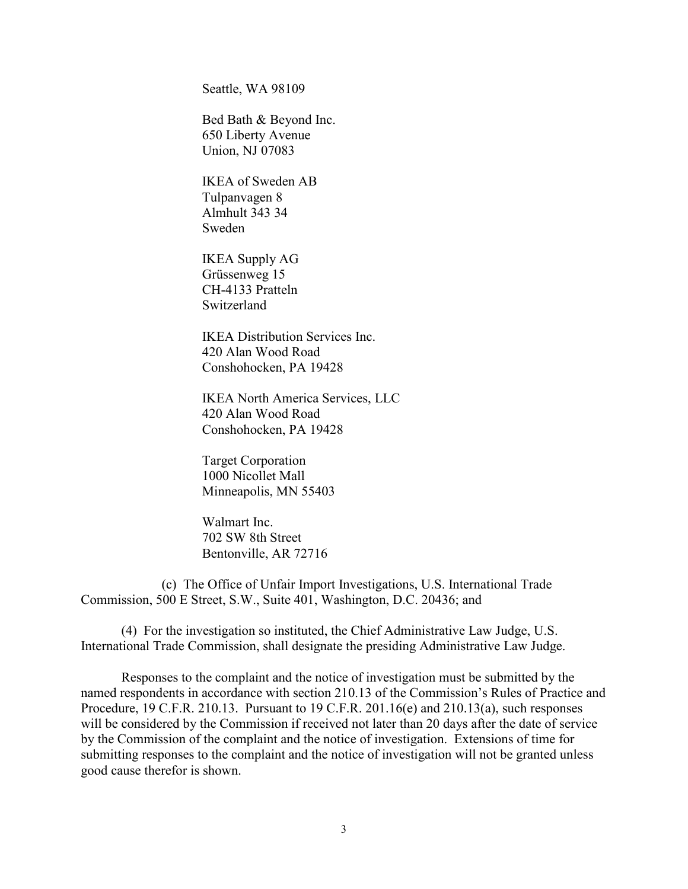Seattle, WA 98109

Bed Bath & Beyond Inc.
650 Liberty Avenue
Union, NJ 07083

IKEA of Sweden AB
Tulpanvagen 8
Almhult 343 34
Sweden

IKEA Supply AG
Grüssenweg 15
CH-4133 Pratteln
Switzerland

IKEA Distribution Services Inc.
420 Alan Wood Road
Conshohocken, PA 19428

IKEA North America Services, LLC
420 Alan Wood Road
Conshohocken, PA 19428

Target Corporation
1000 Nicollet Mall
Minneapolis, MN 55403

Walmart Inc.
702 SW 8th Street
Bentonville, AR 72716

(c) The Office of Unfair Import Investigations, U.S. International Trade Commission, 500 E Street, S.W., Suite 401, Washington, D.C. 20436; and

(4) For the investigation so instituted, the Chief Administrative Law Judge, U.S. International Trade Commission, shall designate the presiding Administrative Law Judge.

Responses to the complaint and the notice of investigation must be submitted by the named respondents in accordance with section 210.13 of the Commission's Rules of Practice and Procedure, 19 C.F.R. 210.13. Pursuant to 19 C.F.R. 201.16(e) and 210.13(a), such responses will be considered by the Commission if received not later than 20 days after the date of service by the Commission of the complaint and the notice of investigation. Extensions of time for submitting responses to the complaint and the notice of investigation will not be granted unless good cause therefor is shown.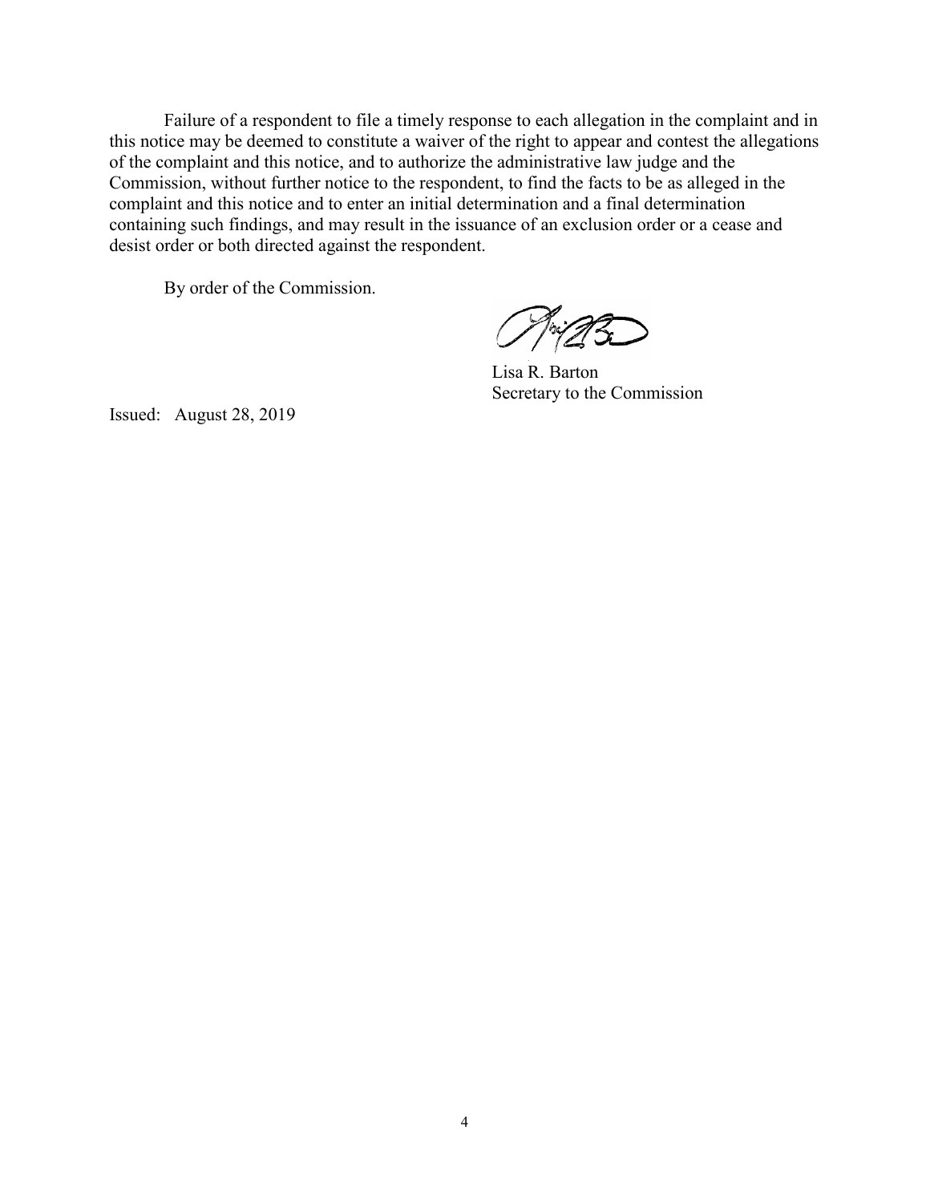Failure of a respondent to file a timely response to each allegation in the complaint and in this notice may be deemed to constitute a waiver of the right to appear and contest the allegations of the complaint and this notice, and to authorize the administrative law judge and the Commission, without further notice to the respondent, to find the facts to be as alleged in the complaint and this notice and to enter an initial determination and a final determination containing such findings, and may result in the issuance of an exclusion order or a cease and desist order or both directed against the respondent.

By order of the Commission.

Lisa R. Barton
Secretary to the Commission

Issued: August 28, 2019